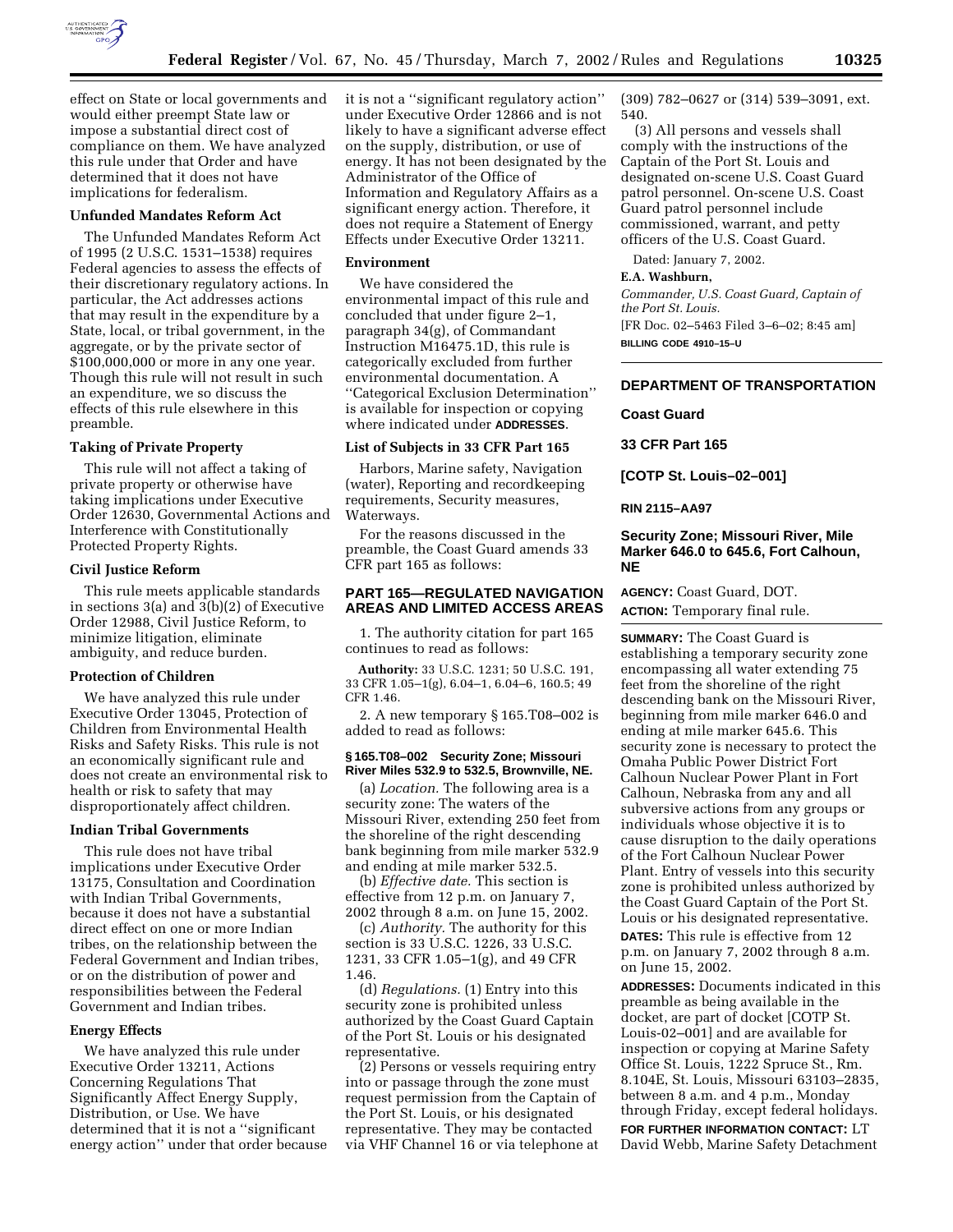effect on State or local governments and would either preempt State law or impose a substantial direct cost of compliance on them. We have analyzed this rule under that Order and have determined that it does not have implications for federalism.

### Unfunded Mandates Reform Act

The Unfunded Mandates Reform Act of 1995 (2 U.S.C. 1531–1538) requires Federal agencies to assess the effects of their discretionary regulatory actions. In particular, the Act addresses actions that may result in the expenditure by a State, local, or tribal government, in the aggregate, or by the private sector of $100,000,000 or more in any one year. Though this rule will not result in such an expenditure, we so discuss the effects of this rule elsewhere in this preamble.

### Taking of Private Property

This rule will not affect a taking of private property or otherwise have taking implications under Executive Order 12630, Governmental Actions and Interference with Constitutionally Protected Property Rights.

### Civil Justice Reform

This rule meets applicable standards in sections 3(a) and 3(b)(2) of Executive Order 12988, Civil Justice Reform, to minimize litigation, eliminate ambiguity, and reduce burden.

### Protection of Children

We have analyzed this rule under Executive Order 13045, Protection of Children from Environmental Health Risks and Safety Risks. This rule is not an economically significant rule and does not create an environmental risk to health or risk to safety that may disproportionately affect children.

### Indian Tribal Governments

This rule does not have tribal implications under Executive Order 13175, Consultation and Coordination with Indian Tribal Governments, because it does not have a substantial direct effect on one or more Indian tribes, on the relationship between the Federal Government and Indian tribes, or on the distribution of power and responsibilities between the Federal Government and Indian tribes.

### Energy Effects

We have analyzed this rule under Executive Order 13211, Actions Concerning Regulations That Significantly Affect Energy Supply, Distribution, or Use. We have determined that it is not a ''significant energy action'' under that order because it is not a ''significant regulatory action'' under Executive Order 12866 and is not likely to have a significant adverse effect on the supply, distribution, or use of energy. It has not been designated by the Administrator of the Office of Information and Regulatory Affairs as a significant energy action. Therefore, it does not require a Statement of Energy Effects under Executive Order 13211.

### Environment

We have considered the environmental impact of this rule and concluded that under figure 2–1, paragraph 34(g), of Commandant Instruction M16475.1D, this rule is categorically excluded from further environmental documentation. A ''Categorical Exclusion Determination'' is available for inspection or copying where indicated under **ADDRESSES**.

### List of Subjects in 33 CFR Part 165

Harbors, Marine safety, Navigation (water), Reporting and recordkeeping requirements, Security measures, Waterways.

For the reasons discussed in the preamble, the Coast Guard amends 33 CFR part 165 as follows:

## PART 165—REGULATED NAVIGATION AREAS AND LIMITED ACCESS AREAS

1. The authority citation for part 165 continues to read as follows:

**Authority:** 33 U.S.C. 1231; 50 U.S.C. 191, 33 CFR 1.05–1(g), 6.04–1, 6.04–6, 160.5; 49 CFR 1.46.

2. A new temporary § 165.T08–002 is added to read as follows:

#### § 165.T08–002 Security Zone; Missouri River Miles 532.9 to 532.5, Brownville, NE.

(a) *Location.* The following area is a security zone: The waters of the Missouri River, extending 250 feet from the shoreline of the right descending bank beginning from mile marker 532.9 and ending at mile marker 532.5.

(b) *Effective date.* This section is effective from 12 p.m. on January 7, 2002 through 8 a.m. on June 15, 2002.

(c) *Authority.* The authority for this section is 33 U.S.C. 1226, 33 U.S.C. 1231, 33 CFR 1.05–1(g), and 49 CFR 1.46.

(d) *Regulations.* (1) Entry into this security zone is prohibited unless authorized by the Coast Guard Captain of the Port St. Louis or his designated representative.

(2) Persons or vessels requiring entry into or passage through the zone must request permission from the Captain of the Port St. Louis, or his designated representative. They may be contacted via VHF Channel 16 or via telephone at (309) 782–0627 or (314) 539–3091, ext. 540.

(3) All persons and vessels shall comply with the instructions of the Captain of the Port St. Louis and designated on-scene U.S. Coast Guard patrol personnel. On-scene U.S. Coast Guard patrol personnel include commissioned, warrant, and petty officers of the U.S. Coast Guard.

Dated: January 7, 2002.

**E.A. Washburn,**

*Commander, U.S. Coast Guard, Captain of the Port St. Louis.*

[FR Doc. 02–5463 Filed 3–6–02; 8:45 am]

**BILLING CODE 4910–15–U**

---

## DEPARTMENT OF TRANSPORTATION

### Coast Guard

### 33 CFR Part 165

### [COTP St. Louis–02–001]

### RIN 2115–AA97

### Security Zone; Missouri River, Mile Marker 646.0 to 645.6, Fort Calhoun, NE

**AGENCY:** Coast Guard, DOT.

**ACTION:** Temporary final rule.

**SUMMARY:** The Coast Guard is establishing a temporary security zone encompassing all water extending 75 feet from the shoreline of the right descending bank on the Missouri River, beginning from mile marker 646.0 and ending at mile marker 645.6. This security zone is necessary to protect the Omaha Public Power District Fort Calhoun Nuclear Power Plant in Fort Calhoun, Nebraska from any and all subversive actions from any groups or individuals whose objective it is to cause disruption to the daily operations of the Fort Calhoun Nuclear Power Plant. Entry of vessels into this security zone is prohibited unless authorized by the Coast Guard Captain of the Port St. Louis or his designated representative.

**DATES:** This rule is effective from 12 p.m. on January 7, 2002 through 8 a.m. on June 15, 2002.

**ADDRESSES:** Documents indicated in this preamble as being available in the docket, are part of docket [COTP St. Louis-02–001] and are available for inspection or copying at Marine Safety Office St. Louis, 1222 Spruce St., Rm. 8.104E, St. Louis, Missouri 63103–2835, between 8 a.m. and 4 p.m., Monday through Friday, except federal holidays.

**FOR FURTHER INFORMATION CONTACT:** LT David Webb, Marine Safety Detachment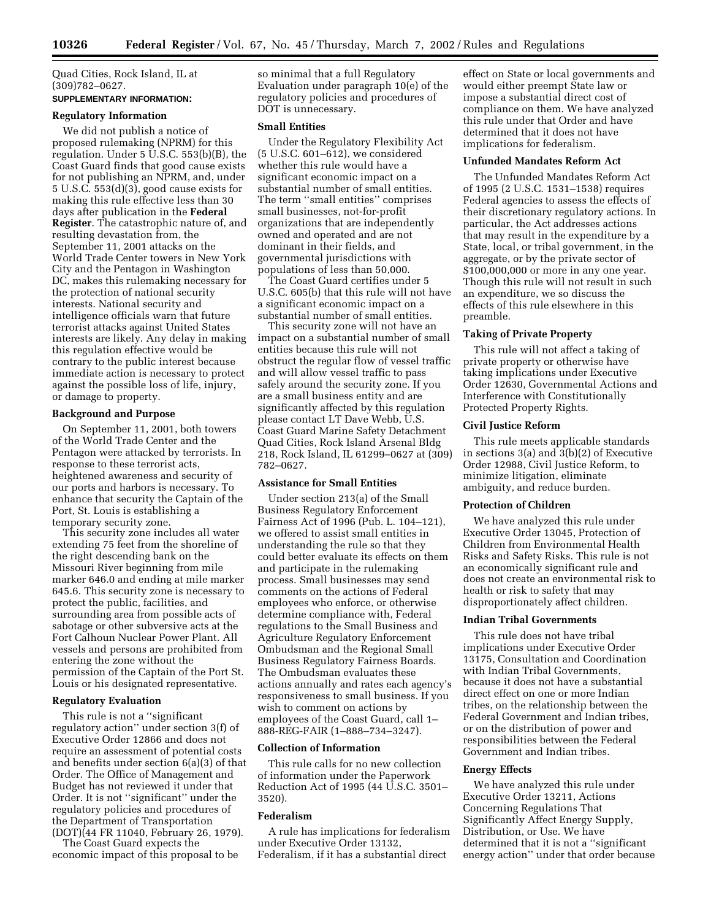Quad Cities, Rock Island, IL at (309)782–0627.

**SUPPLEMENTARY INFORMATION:**

**Regulatory Information**

We did not publish a notice of proposed rulemaking (NPRM) for this regulation. Under 5 U.S.C. 553(b)(B), the Coast Guard finds that good cause exists for not publishing an NPRM, and, under 5 U.S.C. 553(d)(3), good cause exists for making this rule effective less than 30 days after publication in the **Federal Register**. The catastrophic nature of, and resulting devastation from, the September 11, 2001 attacks on the World Trade Center towers in New York City and the Pentagon in Washington DC, makes this rulemaking necessary for the protection of national security interests. National security and intelligence officials warn that future terrorist attacks against United States interests are likely. Any delay in making this regulation effective would be contrary to the public interest because immediate action is necessary to protect against the possible loss of life, injury, or damage to property.

**Background and Purpose**

On September 11, 2001, both towers of the World Trade Center and the Pentagon were attacked by terrorists. In response to these terrorist acts, heightened awareness and security of our ports and harbors is necessary. To enhance that security the Captain of the Port, St. Louis is establishing a temporary security zone.

This security zone includes all water extending 75 feet from the shoreline of the right descending bank on the Missouri River beginning from mile marker 646.0 and ending at mile marker 645.6. This security zone is necessary to protect the public, facilities, and surrounding area from possible acts of sabotage or other subversive acts at the Fort Calhoun Nuclear Power Plant. All vessels and persons are prohibited from entering the zone without the permission of the Captain of the Port St. Louis or his designated representative.

**Regulatory Evaluation**

This rule is not a ''significant regulatory action'' under section 3(f) of Executive Order 12866 and does not require an assessment of potential costs and benefits under section 6(a)(3) of that Order. The Office of Management and Budget has not reviewed it under that Order. It is not ''significant'' under the regulatory policies and procedures of the Department of Transportation (DOT)(44 FR 11040, February 26, 1979).

The Coast Guard expects the economic impact of this proposal to be so minimal that a full Regulatory Evaluation under paragraph 10(e) of the regulatory policies and procedures of DOT is unnecessary.

**Small Entities**

Under the Regulatory Flexibility Act (5 U.S.C. 601–612), we considered whether this rule would have a significant economic impact on a substantial number of small entities. The term ''small entities'' comprises small businesses, not-for-profit organizations that are independently owned and operated and are not dominant in their fields, and governmental jurisdictions with populations of less than 50,000.

The Coast Guard certifies under 5 U.S.C. 605(b) that this rule will not have a significant economic impact on a substantial number of small entities.

This security zone will not have an impact on a substantial number of small entities because this rule will not obstruct the regular flow of vessel traffic and will allow vessel traffic to pass safely around the security zone. If you are a small business entity and are significantly affected by this regulation please contact LT Dave Webb, U.S. Coast Guard Marine Safety Detachment Quad Cities, Rock Island Arsenal Bldg 218, Rock Island, IL 61299–0627 at (309) 782–0627.

**Assistance for Small Entities**

Under section 213(a) of the Small Business Regulatory Enforcement Fairness Act of 1996 (Pub. L. 104–121), we offered to assist small entities in understanding the rule so that they could better evaluate its effects on them and participate in the rulemaking process. Small businesses may send comments on the actions of Federal employees who enforce, or otherwise determine compliance with, Federal regulations to the Small Business and Agriculture Regulatory Enforcement Ombudsman and the Regional Small Business Regulatory Fairness Boards. The Ombudsman evaluates these actions annually and rates each agency's responsiveness to small business. If you wish to comment on actions by employees of the Coast Guard, call 1–888-REG-FAIR (1–888–734–3247).

**Collection of Information**

This rule calls for no new collection of information under the Paperwork Reduction Act of 1995 (44 U.S.C. 3501–3520).

**Federalism**

A rule has implications for federalism under Executive Order 13132, Federalism, if it has a substantial direct effect on State or local governments and would either preempt State law or impose a substantial direct cost of compliance on them. We have analyzed this rule under that Order and have determined that it does not have implications for federalism.

**Unfunded Mandates Reform Act**

The Unfunded Mandates Reform Act of 1995 (2 U.S.C. 1531–1538) requires Federal agencies to assess the effects of their discretionary regulatory actions. In particular, the Act addresses actions that may result in the expenditure by a State, local, or tribal government, in the aggregate, or by the private sector of $100,000,000 or more in any one year. Though this rule will not result in such an expenditure, we so discuss the effects of this rule elsewhere in this preamble.

**Taking of Private Property**

This rule will not affect a taking of private property or otherwise have taking implications under Executive Order 12630, Governmental Actions and Interference with Constitutionally Protected Property Rights.

**Civil Justice Reform**

This rule meets applicable standards in sections 3(a) and 3(b)(2) of Executive Order 12988, Civil Justice Reform, to minimize litigation, eliminate ambiguity, and reduce burden.

**Protection of Children**

We have analyzed this rule under Executive Order 13045, Protection of Children from Environmental Health Risks and Safety Risks. This rule is not an economically significant rule and does not create an environmental risk to health or risk to safety that may disproportionately affect children.

**Indian Tribal Governments**

This rule does not have tribal implications under Executive Order 13175, Consultation and Coordination with Indian Tribal Governments, because it does not have a substantial direct effect on one or more Indian tribes, on the relationship between the Federal Government and Indian tribes, or on the distribution of power and responsibilities between the Federal Government and Indian tribes.

**Energy Effects**

We have analyzed this rule under Executive Order 13211, Actions Concerning Regulations That Significantly Affect Energy Supply, Distribution, or Use. We have determined that it is not a ''significant energy action'' under that order because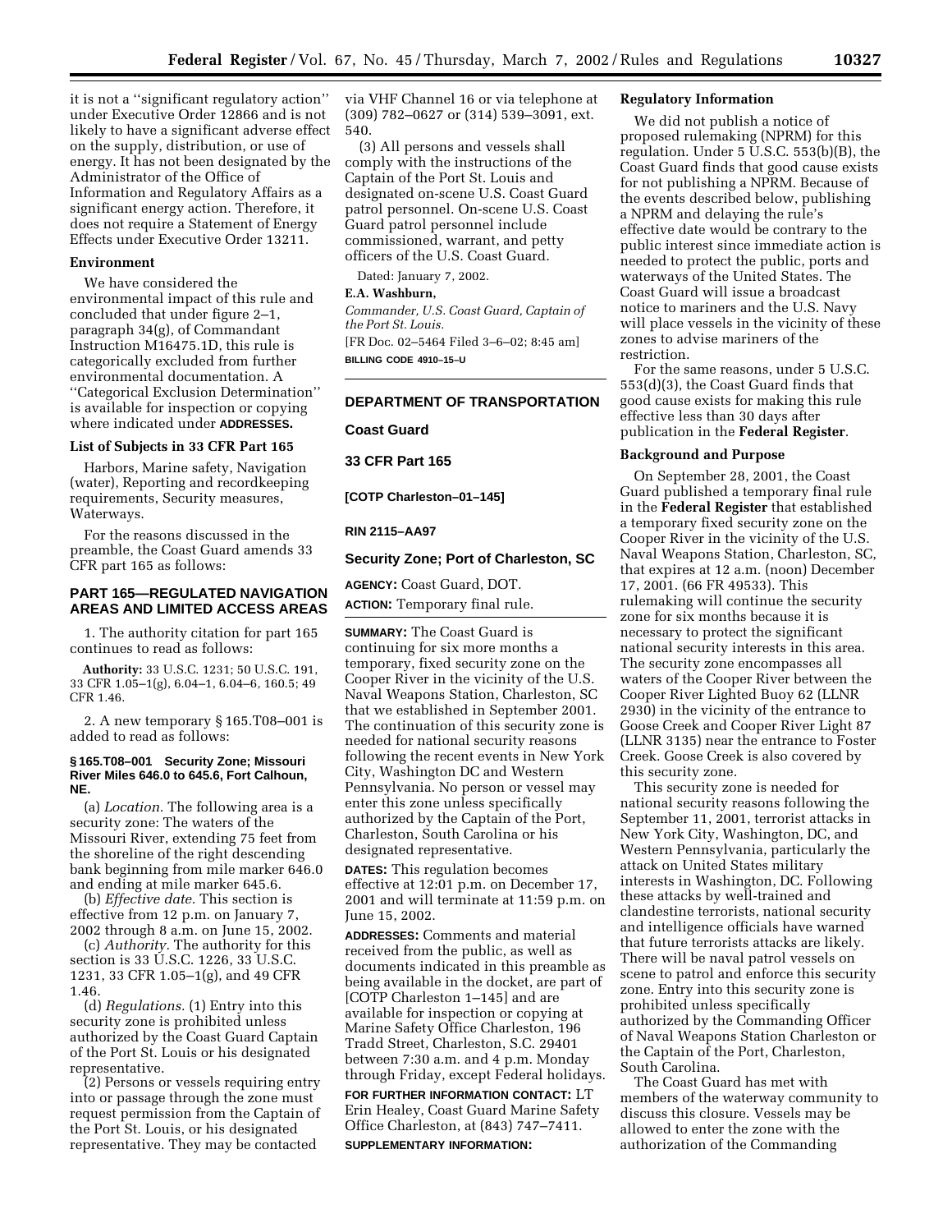it is not a ''significant regulatory action'' under Executive Order 12866 and is not likely to have a significant adverse effect on the supply, distribution, or use of energy. It has not been designated by the Administrator of the Office of Information and Regulatory Affairs as a significant energy action. Therefore, it does not require a Statement of Energy Effects under Executive Order 13211.

#### Environment

We have considered the environmental impact of this rule and concluded that under figure 2–1, paragraph 34(g), of Commandant Instruction M16475.1D, this rule is categorically excluded from further environmental documentation. A ''Categorical Exclusion Determination'' is available for inspection or copying where indicated under **ADDRESSES.**

#### List of Subjects in 33 CFR Part 165

Harbors, Marine safety, Navigation (water), Reporting and recordkeeping requirements, Security measures, Waterways.

For the reasons discussed in the preamble, the Coast Guard amends 33 CFR part 165 as follows:

### PART 165—REGULATED NAVIGATION AREAS AND LIMITED ACCESS AREAS

1. The authority citation for part 165 continues to read as follows:

**Authority:** 33 U.S.C. 1231; 50 U.S.C. 191, 33 CFR 1.05–1(g), 6.04–1, 6.04–6, 160.5; 49 CFR 1.46.

2. A new temporary § 165.T08–001 is added to read as follows:

#### § 165.T08–001 Security Zone; Missouri River Miles 646.0 to 645.6, Fort Calhoun, NE.

(a) *Location.* The following area is a security zone: The waters of the Missouri River, extending 75 feet from the shoreline of the right descending bank beginning from mile marker 646.0 and ending at mile marker 645.6.

(b) *Effective date.* This section is effective from 12 p.m. on January 7, 2002 through 8 a.m. on June 15, 2002.

(c) *Authority.* The authority for this section is 33 U.S.C. 1226, 33 U.S.C. 1231, 33 CFR 1.05–1(g), and 49 CFR 1.46.

(d) *Regulations.* (1) Entry into this security zone is prohibited unless authorized by the Coast Guard Captain of the Port St. Louis or his designated representative.

(2) Persons or vessels requiring entry into or passage through the zone must request permission from the Captain of the Port St. Louis, or his designated representative. They may be contacted via VHF Channel 16 or via telephone at (309) 782–0627 or (314) 539–3091, ext. 540.

(3) All persons and vessels shall comply with the instructions of the Captain of the Port St. Louis and designated on-scene U.S. Coast Guard patrol personnel. On-scene U.S. Coast Guard patrol personnel include commissioned, warrant, and petty officers of the U.S. Coast Guard.

Dated: January 7, 2002.

**E.A. Washburn,**

*Commander, U.S. Coast Guard, Captain of the Port St. Louis.*

[FR Doc. 02–5464 Filed 3–6–02; 8:45 am]

**BILLING CODE 4910–15–U**

---

## DEPARTMENT OF TRANSPORTATION

## Coast Guard

## 33 CFR Part 165

**[COTP Charleston–01–145]**

**RIN 2115–AA97**

## Security Zone; Port of Charleston, SC

**AGENCY:** Coast Guard, DOT.

**ACTION:** Temporary final rule.

**SUMMARY:** The Coast Guard is continuing for six more months a temporary, fixed security zone on the Cooper River in the vicinity of the U.S. Naval Weapons Station, Charleston, SC that we established in September 2001. The continuation of this security zone is needed for national security reasons following the recent events in New York City, Washington DC and Western Pennsylvania. No person or vessel may enter this zone unless specifically authorized by the Captain of the Port, Charleston, South Carolina or his designated representative.

**DATES:** This regulation becomes effective at 12:01 p.m. on December 17, 2001 and will terminate at 11:59 p.m. on June 15, 2002.

**ADDRESSES:** Comments and material received from the public, as well as documents indicated in this preamble as being available in the docket, are part of [COTP Charleston 1–145] and are available for inspection or copying at Marine Safety Office Charleston, 196 Tradd Street, Charleston, S.C. 29401 between 7:30 a.m. and 4 p.m. Monday through Friday, except Federal holidays.

**FOR FURTHER INFORMATION CONTACT:** LT Erin Healey, Coast Guard Marine Safety Office Charleston, at (843) 747–7411.

**SUPPLEMENTARY INFORMATION:**

#### Regulatory Information

We did not publish a notice of proposed rulemaking (NPRM) for this regulation. Under 5 U.S.C. 553(b)(B), the Coast Guard finds that good cause exists for not publishing a NPRM. Because of the events described below, publishing a NPRM and delaying the rule's effective date would be contrary to the public interest since immediate action is needed to protect the public, ports and waterways of the United States. The Coast Guard will issue a broadcast notice to mariners and the U.S. Navy will place vessels in the vicinity of these zones to advise mariners of the restriction.

For the same reasons, under 5 U.S.C. 553(d)(3), the Coast Guard finds that good cause exists for making this rule effective less than 30 days after publication in the **Federal Register**.

#### Background and Purpose

On September 28, 2001, the Coast Guard published a temporary final rule in the **Federal Register** that established a temporary fixed security zone on the Cooper River in the vicinity of the U.S. Naval Weapons Station, Charleston, SC, that expires at 12 a.m. (noon) December 17, 2001. (66 FR 49533). This rulemaking will continue the security zone for six months because it is necessary to protect the significant national security interests in this area. The security zone encompasses all waters of the Cooper River between the Cooper River Lighted Buoy 62 (LLNR 2930) in the vicinity of the entrance to Goose Creek and Cooper River Light 87 (LLNR 3135) near the entrance to Foster Creek. Goose Creek is also covered by this security zone.

This security zone is needed for national security reasons following the September 11, 2001, terrorist attacks in New York City, Washington, DC, and Western Pennsylvania, particularly the attack on United States military interests in Washington, DC. Following these attacks by well-trained and clandestine terrorists, national security and intelligence officials have warned that future terrorists attacks are likely. There will be naval patrol vessels on scene to patrol and enforce this security zone. Entry into this security zone is prohibited unless specifically authorized by the Commanding Officer of Naval Weapons Station Charleston or the Captain of the Port, Charleston, South Carolina.

The Coast Guard has met with members of the waterway community to discuss this closure. Vessels may be allowed to enter the zone with the authorization of the Commanding